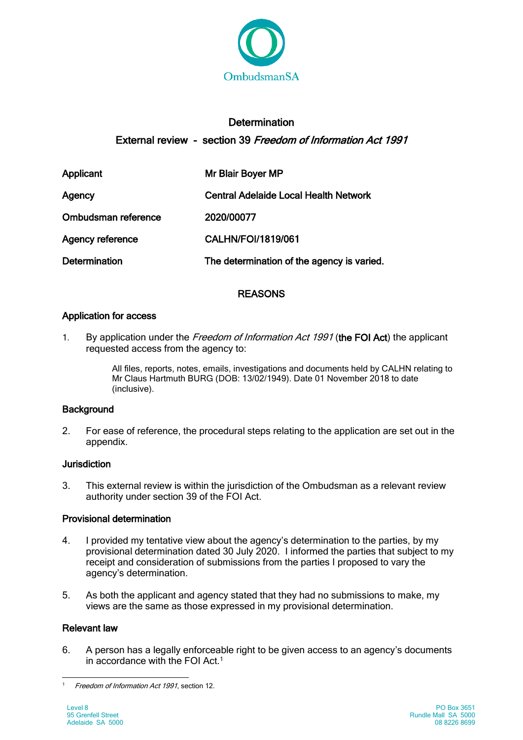OmbudsmanSA

# Determination

## External review - section 39 *Freedom of Information Act 1991*

| | |
|---|---|
| Applicant | Mr Blair Boyer MP |
| Agency | Central Adelaide Local Health Network |
| Ombudsman reference | 2020/00077 |
| Agency reference | CALHN/FOI/1819/061 |
| Determination | The determination of the agency is varied. |

## REASONS

### Application for access

1. By application under the *Freedom of Information Act 1991* (**the FOI Act**) the applicant requested access from the agency to:

> All files, reports, notes, emails, investigations and documents held by CALHN relating to Mr Claus Hartmuth BURG (DOB: 13/02/1949). Date 01 November 2018 to date (inclusive).

### Background

2. For ease of reference, the procedural steps relating to the application are set out in the appendix.

### Jurisdiction

3. This external review is within the jurisdiction of the Ombudsman as a relevant review authority under section 39 of the FOI Act.

### Provisional determination

4. I provided my tentative view about the agency's determination to the parties, by my provisional determination dated 30 July 2020. I informed the parties that subject to my receipt and consideration of submissions from the parties I proposed to vary the agency's determination.

5. As both the applicant and agency stated that they had no submissions to make, my views are the same as those expressed in my provisional determination.

### Relevant law

6. A person has a legally enforceable right to be given access to an agency's documents in accordance with the FOI Act.[1]

[1] *Freedom of Information Act 1991*, section 12.

Level 8
95 Grenfell Street
Adelaide SA 5000

PO Box 3651
Rundle Mall SA 5000
08 8226 8699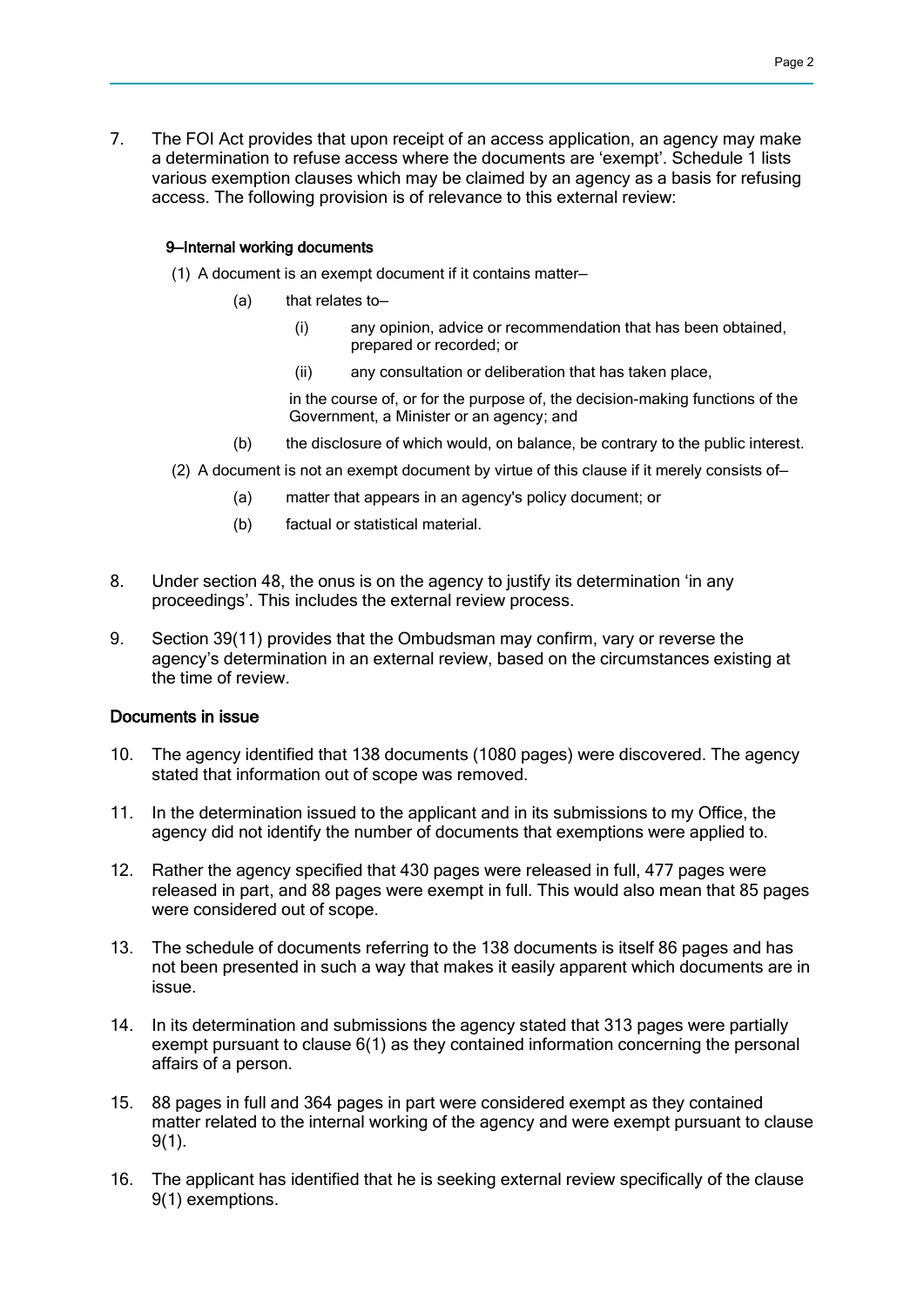7. The FOI Act provides that upon receipt of an access application, an agency may make a determination to refuse access where the documents are 'exempt'. Schedule 1 lists various exemption clauses which may be claimed by an agency as a basis for refusing access. The following provision is of relevance to this external review:

   **9—Internal working documents**

   (1) A document is an exempt document if it contains matter—

   (a) that relates to—

   (i) any opinion, advice or recommendation that has been obtained, prepared or recorded; or

   (ii) any consultation or deliberation that has taken place,

   in the course of, or for the purpose of, the decision-making functions of the Government, a Minister or an agency; and

   (b) the disclosure of which would, on balance, be contrary to the public interest.

   (2) A document is not an exempt document by virtue of this clause if it merely consists of—

   (a) matter that appears in an agency's policy document; or

   (b) factual or statistical material.

8. Under section 48, the onus is on the agency to justify its determination 'in any proceedings'. This includes the external review process.

9. Section 39(11) provides that the Ombudsman may confirm, vary or reverse the agency's determination in an external review, based on the circumstances existing at the time of review.

## Documents in issue

10. The agency identified that 138 documents (1080 pages) were discovered. The agency stated that information out of scope was removed.

11. In the determination issued to the applicant and in its submissions to my Office, the agency did not identify the number of documents that exemptions were applied to.

12. Rather the agency specified that 430 pages were released in full, 477 pages were released in part, and 88 pages were exempt in full. This would also mean that 85 pages were considered out of scope.

13. The schedule of documents referring to the 138 documents is itself 86 pages and has not been presented in such a way that makes it easily apparent which documents are in issue.

14. In its determination and submissions the agency stated that 313 pages were partially exempt pursuant to clause 6(1) as they contained information concerning the personal affairs of a person.

15. 88 pages in full and 364 pages in part were considered exempt as they contained matter related to the internal working of the agency and were exempt pursuant to clause 9(1).

16. The applicant has identified that he is seeking external review specifically of the clause 9(1) exemptions.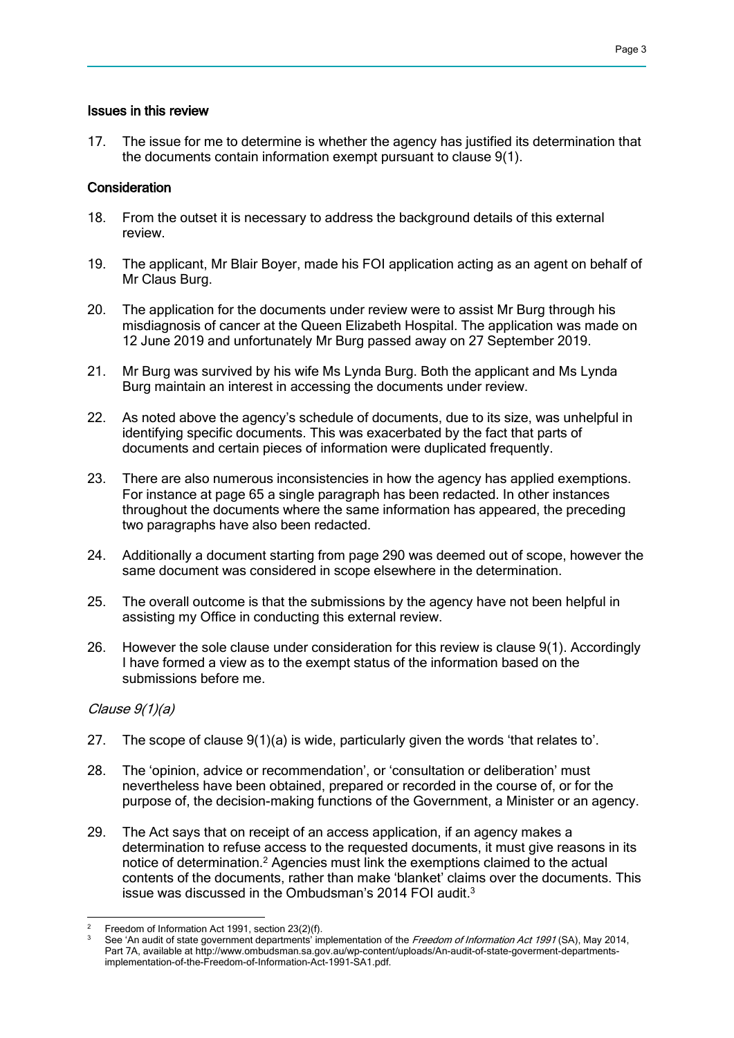### Issues in this review

17. The issue for me to determine is whether the agency has justified its determination that the documents contain information exempt pursuant to clause 9(1).

### Consideration

18. From the outset it is necessary to address the background details of this external review.

19. The applicant, Mr Blair Boyer, made his FOI application acting as an agent on behalf of Mr Claus Burg.

20. The application for the documents under review were to assist Mr Burg through his misdiagnosis of cancer at the Queen Elizabeth Hospital. The application was made on 12 June 2019 and unfortunately Mr Burg passed away on 27 September 2019.

21. Mr Burg was survived by his wife Ms Lynda Burg. Both the applicant and Ms Lynda Burg maintain an interest in accessing the documents under review.

22. As noted above the agency's schedule of documents, due to its size, was unhelpful in identifying specific documents. This was exacerbated by the fact that parts of documents and certain pieces of information were duplicated frequently.

23. There are also numerous inconsistencies in how the agency has applied exemptions. For instance at page 65 a single paragraph has been redacted. In other instances throughout the documents where the same information has appeared, the preceding two paragraphs have also been redacted.

24. Additionally a document starting from page 290 was deemed out of scope, however the same document was considered in scope elsewhere in the determination.

25. The overall outcome is that the submissions by the agency have not been helpful in assisting my Office in conducting this external review.

26. However the sole clause under consideration for this review is clause 9(1). Accordingly I have formed a view as to the exempt status of the information based on the submissions before me.

*Clause 9(1)(a)*

27. The scope of clause 9(1)(a) is wide, particularly given the words 'that relates to'.

28. The 'opinion, advice or recommendation', or 'consultation or deliberation' must nevertheless have been obtained, prepared or recorded in the course of, or for the purpose of, the decision-making functions of the Government, a Minister or an agency.

29. The Act says that on receipt of an access application, if an agency makes a determination to refuse access to the requested documents, it must give reasons in its notice of determination.[2] Agencies must link the exemptions claimed to the actual contents of the documents, rather than make 'blanket' claims over the documents. This issue was discussed in the Ombudsman's 2014 FOI audit.[3]

---

[2] Freedom of Information Act 1991, section 23(2)(f).

[3] See 'An audit of state government departments' implementation of the *Freedom of Information Act 1991* (SA), May 2014, Part 7A, available at http://www.ombudsman.sa.gov.au/wp-content/uploads/An-audit-of-state-goverment-departments-implementation-of-the-Freedom-of-Information-Act-1991-SA1.pdf.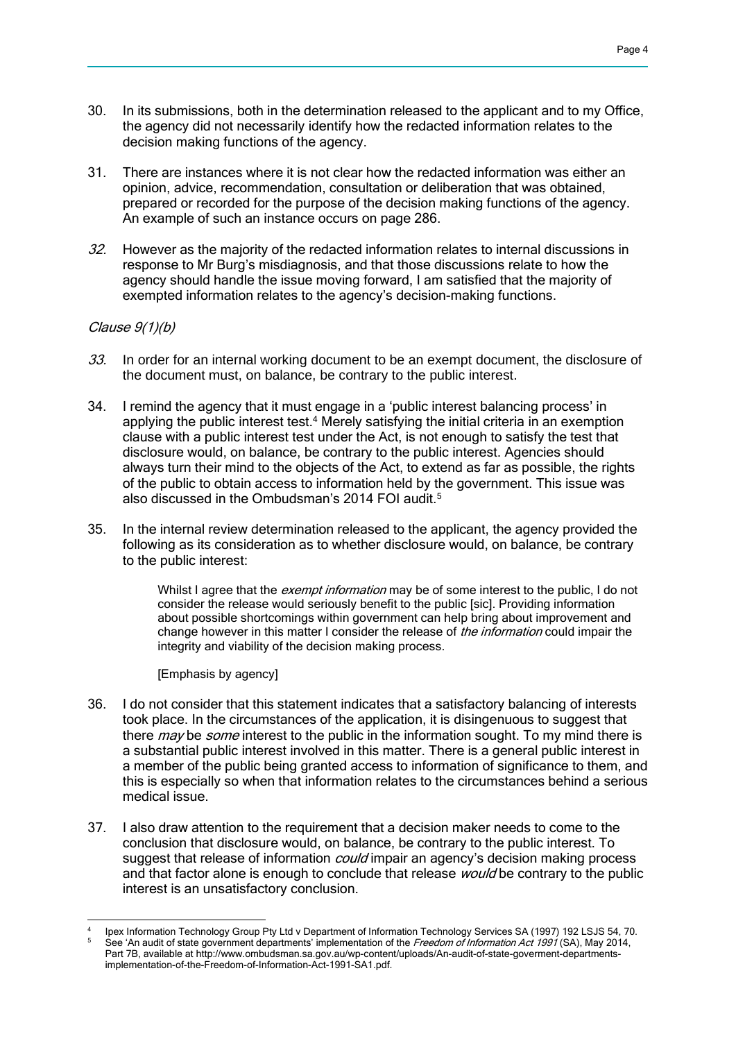30. In its submissions, both in the determination released to the applicant and to my Office, the agency did not necessarily identify how the redacted information relates to the decision making functions of the agency.

31. There are instances where it is not clear how the redacted information was either an opinion, advice, recommendation, consultation or deliberation that was obtained, prepared or recorded for the purpose of the decision making functions of the agency. An example of such an instance occurs on page 286.

*32.* However as the majority of the redacted information relates to internal discussions in response to Mr Burg's misdiagnosis, and that those discussions relate to how the agency should handle the issue moving forward, I am satisfied that the majority of exempted information relates to the agency's decision-making functions.

*Clause 9(1)(b)*

*33.* In order for an internal working document to be an exempt document, the disclosure of the document must, on balance, be contrary to the public interest.

34. I remind the agency that it must engage in a 'public interest balancing process' in applying the public interest test.[4] Merely satisfying the initial criteria in an exemption clause with a public interest test under the Act, is not enough to satisfy the test that disclosure would, on balance, be contrary to the public interest. Agencies should always turn their mind to the objects of the Act, to extend as far as possible, the rights of the public to obtain access to information held by the government. This issue was also discussed in the Ombudsman's 2014 FOI audit.[5]

35. In the internal review determination released to the applicant, the agency provided the following as its consideration as to whether disclosure would, on balance, be contrary to the public interest:

> Whilst I agree that the *exempt information* may be of some interest to the public, I do not consider the release would seriously benefit to the public [sic]. Providing information about possible shortcomings within government can help bring about improvement and change however in this matter I consider the release of *the information* could impair the integrity and viability of the decision making process.
>
> [Emphasis by agency]

36. I do not consider that this statement indicates that a satisfactory balancing of interests took place. In the circumstances of the application, it is disingenuous to suggest that there *may* be *some* interest to the public in the information sought. To my mind there is a substantial public interest involved in this matter. There is a general public interest in a member of the public being granted access to information of significance to them, and this is especially so when that information relates to the circumstances behind a serious medical issue.

37. I also draw attention to the requirement that a decision maker needs to come to the conclusion that disclosure would, on balance, be contrary to the public interest. To suggest that release of information *could* impair an agency's decision making process and that factor alone is enough to conclude that release *would* be contrary to the public interest is an unsatisfactory conclusion.

---

[4] Ipex Information Technology Group Pty Ltd v Department of Information Technology Services SA (1997) 192 LSJS 54, 70.

[5] See 'An audit of state government departments' implementation of the *Freedom of Information Act 1991* (SA), May 2014, Part 7B, available at http://www.ombudsman.sa.gov.au/wp-content/uploads/An-audit-of-state-goverment-departments-implementation-of-the-Freedom-of-Information-Act-1991-SA1.pdf.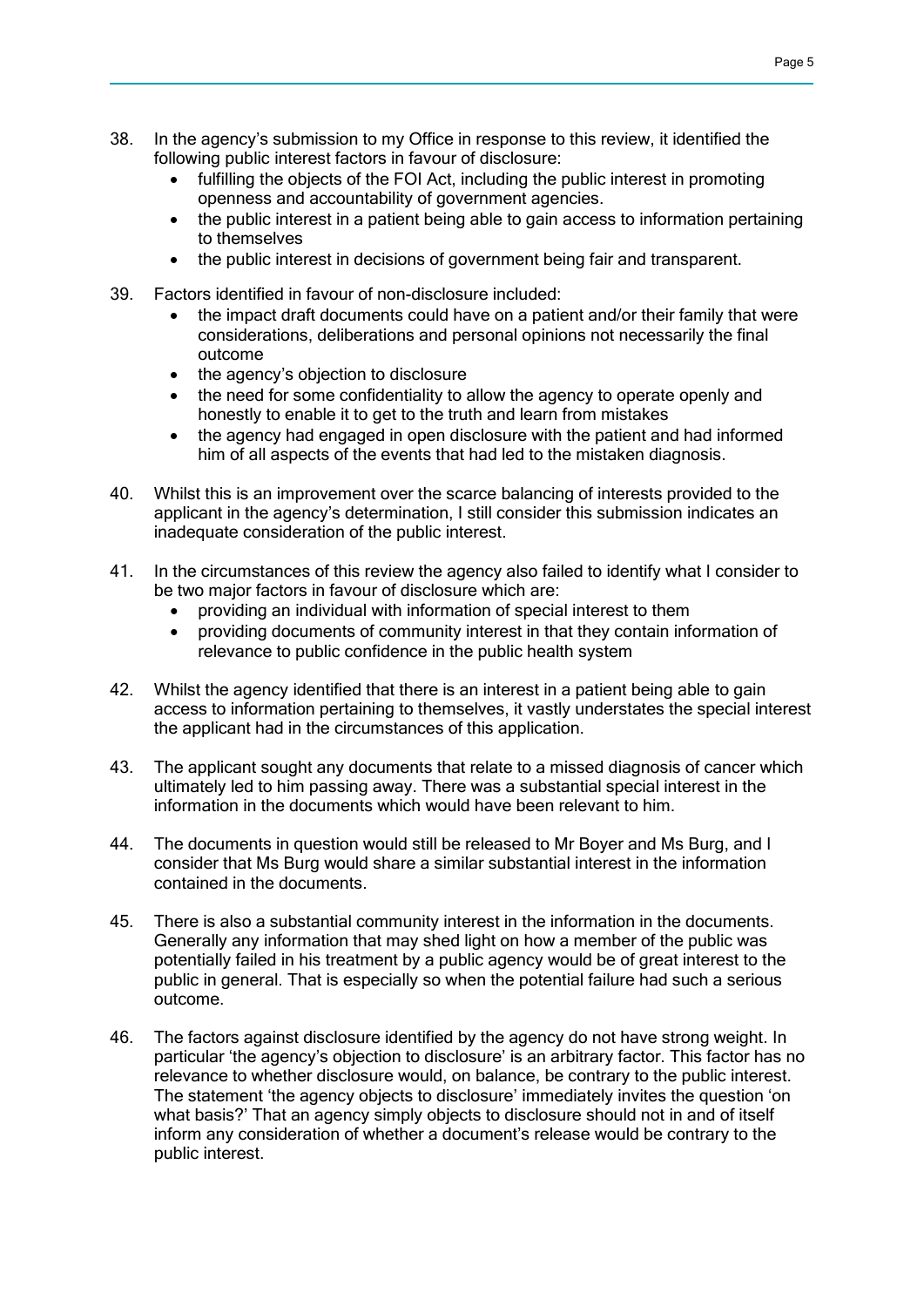38. In the agency's submission to my Office in response to this review, it identified the following public interest factors in favour of disclosure:
    - fulfilling the objects of the FOI Act, including the public interest in promoting openness and accountability of government agencies.
    - the public interest in a patient being able to gain access to information pertaining to themselves
    - the public interest in decisions of government being fair and transparent.

39. Factors identified in favour of non-disclosure included:
    - the impact draft documents could have on a patient and/or their family that were considerations, deliberations and personal opinions not necessarily the final outcome
    - the agency's objection to disclosure
    - the need for some confidentiality to allow the agency to operate openly and honestly to enable it to get to the truth and learn from mistakes
    - the agency had engaged in open disclosure with the patient and had informed him of all aspects of the events that had led to the mistaken diagnosis.

40. Whilst this is an improvement over the scarce balancing of interests provided to the applicant in the agency's determination, I still consider this submission indicates an inadequate consideration of the public interest.

41. In the circumstances of this review the agency also failed to identify what I consider to be two major factors in favour of disclosure which are:
    - providing an individual with information of special interest to them
    - providing documents of community interest in that they contain information of relevance to public confidence in the public health system

42. Whilst the agency identified that there is an interest in a patient being able to gain access to information pertaining to themselves, it vastly understates the special interest the applicant had in the circumstances of this application.

43. The applicant sought any documents that relate to a missed diagnosis of cancer which ultimately led to him passing away. There was a substantial special interest in the information in the documents which would have been relevant to him.

44. The documents in question would still be released to Mr Boyer and Ms Burg, and I consider that Ms Burg would share a similar substantial interest in the information contained in the documents.

45. There is also a substantial community interest in the information in the documents. Generally any information that may shed light on how a member of the public was potentially failed in his treatment by a public agency would be of great interest to the public in general. That is especially so when the potential failure had such a serious outcome.

46. The factors against disclosure identified by the agency do not have strong weight. In particular 'the agency's objection to disclosure' is an arbitrary factor. This factor has no relevance to whether disclosure would, on balance, be contrary to the public interest. The statement 'the agency objects to disclosure' immediately invites the question 'on what basis?' That an agency simply objects to disclosure should not in and of itself inform any consideration of whether a document's release would be contrary to the public interest.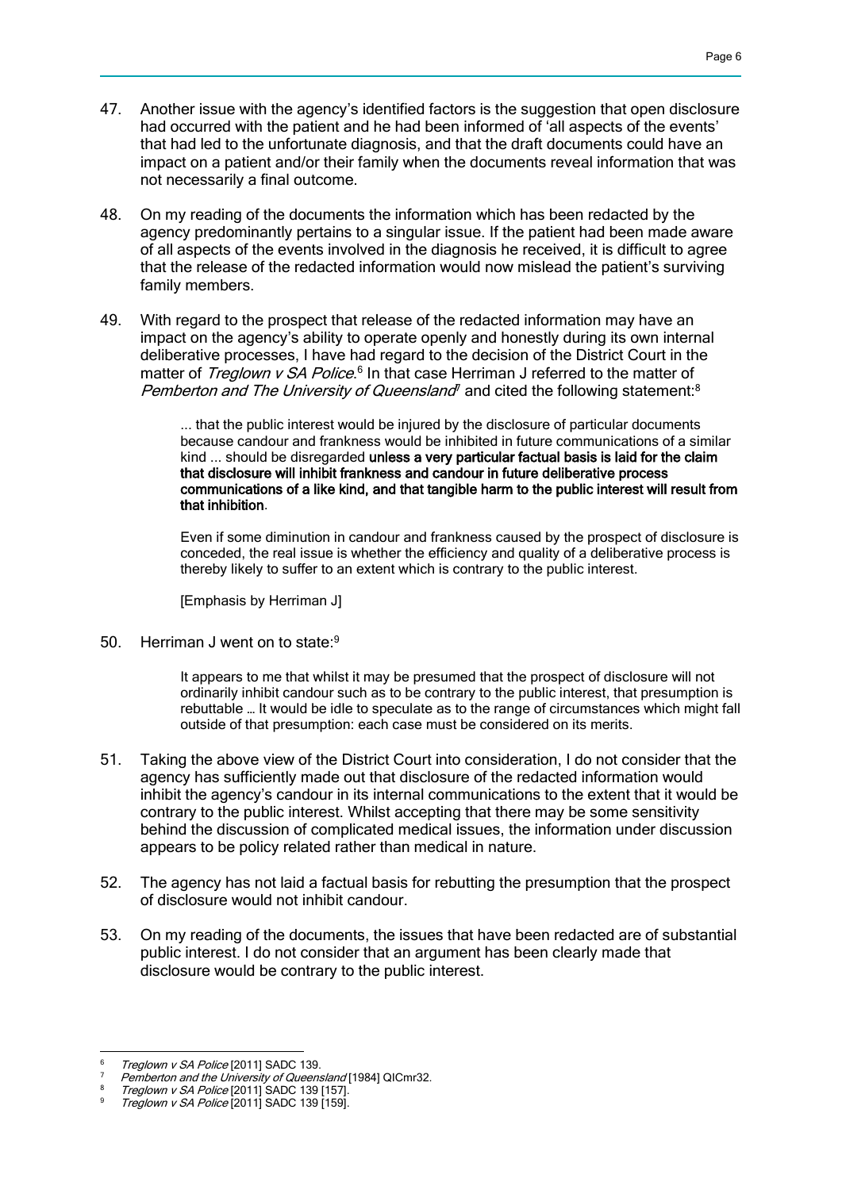47. Another issue with the agency's identified factors is the suggestion that open disclosure had occurred with the patient and he had been informed of 'all aspects of the events' that had led to the unfortunate diagnosis, and that the draft documents could have an impact on a patient and/or their family when the documents reveal information that was not necessarily a final outcome.

48. On my reading of the documents the information which has been redacted by the agency predominantly pertains to a singular issue. If the patient had been made aware of all aspects of the events involved in the diagnosis he received, it is difficult to agree that the release of the redacted information would now mislead the patient's surviving family members.

49. With regard to the prospect that release of the redacted information may have an impact on the agency's ability to operate openly and honestly during its own internal deliberative processes, I have had regard to the decision of the District Court in the matter of *Treglown v SA Police*.[6] In that case Herriman J referred to the matter of *Pemberton and The University of Queensland*[7] and cited the following statement:[8]

> ... that the public interest would be injured by the disclosure of particular documents because candour and frankness would be inhibited in future communications of a similar kind ... should be disregarded **unless a very particular factual basis is laid for the claim that disclosure will inhibit frankness and candour in future deliberative process communications of a like kind, and that tangible harm to the public interest will result from that inhibition**.
>
> Even if some diminution in candour and frankness caused by the prospect of disclosure is conceded, the real issue is whether the efficiency and quality of a deliberative process is thereby likely to suffer to an extent which is contrary to the public interest.
>
> [Emphasis by Herriman J]

50. Herriman J went on to state:[9]

> It appears to me that whilst it may be presumed that the prospect of disclosure will not ordinarily inhibit candour such as to be contrary to the public interest, that presumption is rebuttable … It would be idle to speculate as to the range of circumstances which might fall outside of that presumption: each case must be considered on its merits.

51. Taking the above view of the District Court into consideration, I do not consider that the agency has sufficiently made out that disclosure of the redacted information would inhibit the agency's candour in its internal communications to the extent that it would be contrary to the public interest. Whilst accepting that there may be some sensitivity behind the discussion of complicated medical issues, the information under discussion appears to be policy related rather than medical in nature.

52. The agency has not laid a factual basis for rebutting the presumption that the prospect of disclosure would not inhibit candour.

53. On my reading of the documents, the issues that have been redacted are of substantial public interest. I do not consider that an argument has been clearly made that disclosure would be contrary to the public interest.

---

[6] *Treglown v SA Police* [2011] SADC 139.

[7] *Pemberton and the University of Queensland* [1984] QICmr32.

[8] *Treglown v SA Police* [2011] SADC 139 [157].

[9] *Treglown v SA Police* [2011] SADC 139 [159].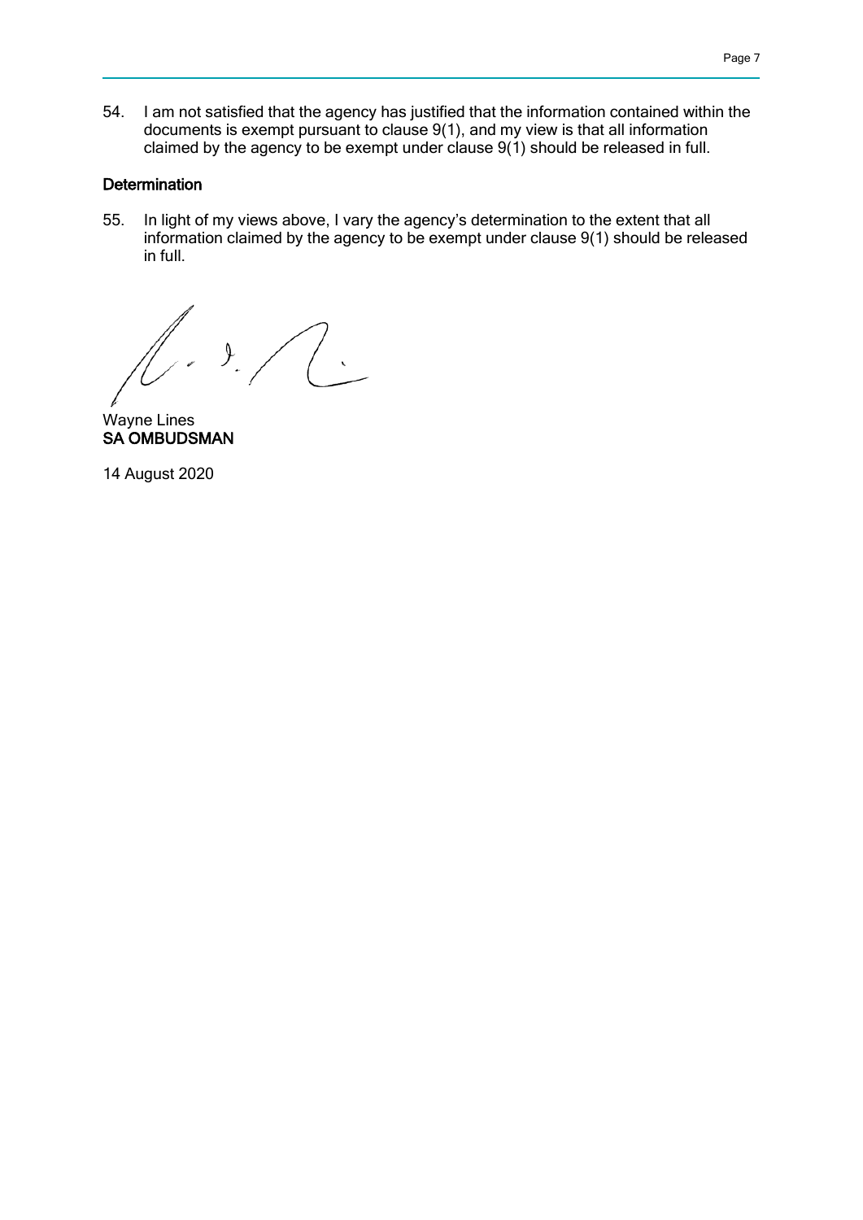54. I am not satisfied that the agency has justified that the information contained within the documents is exempt pursuant to clause 9(1), and my view is that all information claimed by the agency to be exempt under clause 9(1) should be released in full.

## Determination

55. In light of my views above, I vary the agency's determination to the extent that all information claimed by the agency to be exempt under clause 9(1) should be released in full.

Wayne Lines
**SA OMBUDSMAN**

14 August 2020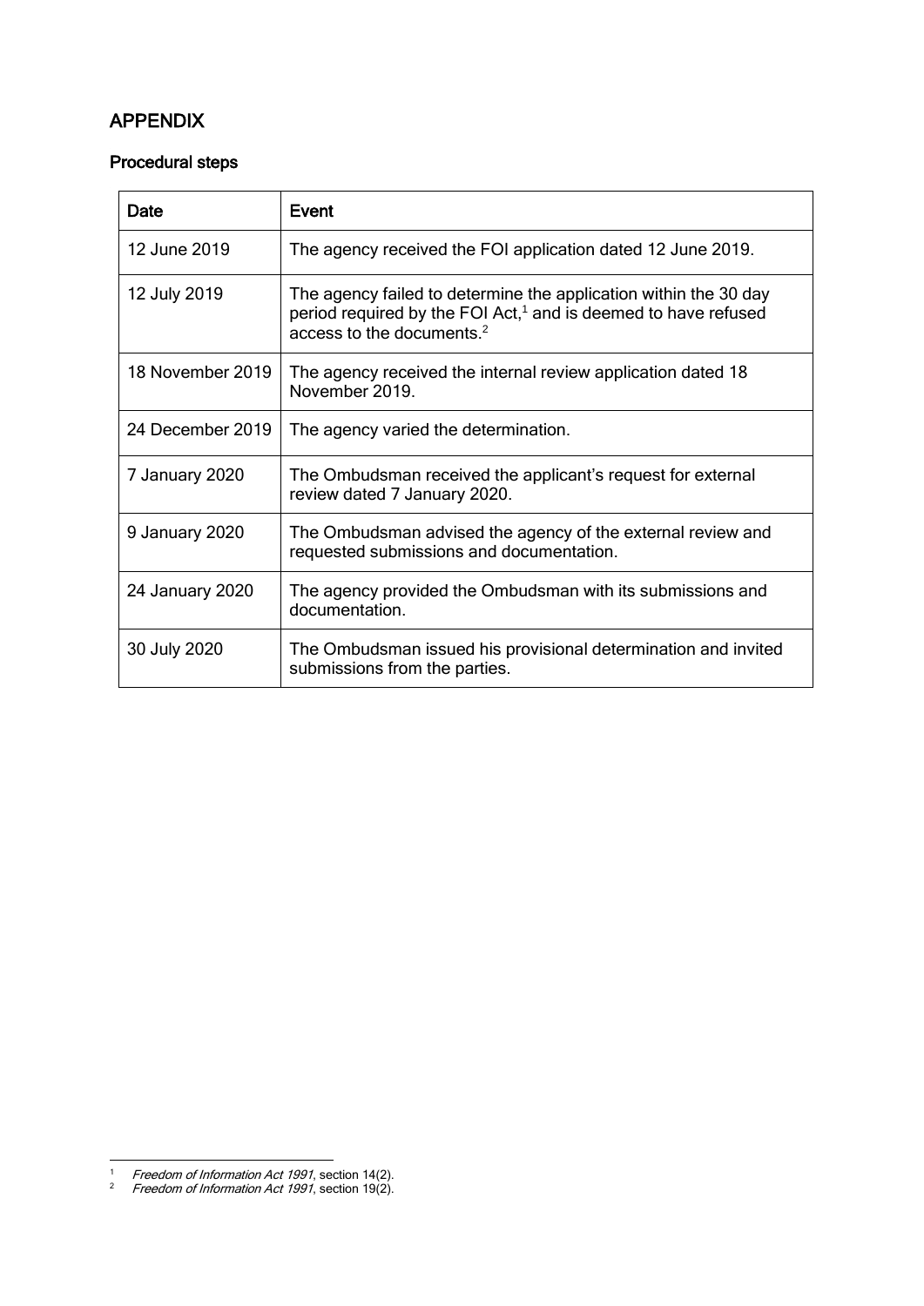## APPENDIX

### Procedural steps

| Date | Event |
|---|---|
| 12 June 2019 | The agency received the FOI application dated 12 June 2019. |
| 12 July 2019 | The agency failed to determine the application within the 30 day period required by the FOI Act,[1] and is deemed to have refused access to the documents.[2] |
| 18 November 2019 | The agency received the internal review application dated 18 November 2019. |
| 24 December 2019 | The agency varied the determination. |
| 7 January 2020 | The Ombudsman received the applicant's request for external review dated 7 January 2020. |
| 9 January 2020 | The Ombudsman advised the agency of the external review and requested submissions and documentation. |
| 24 January 2020 | The agency provided the Ombudsman with its submissions and documentation. |
| 30 July 2020 | The Ombudsman issued his provisional determination and invited submissions from the parties. |

[1] *Freedom of Information Act 1991*, section 14(2).
[2] *Freedom of Information Act 1991*, section 19(2).